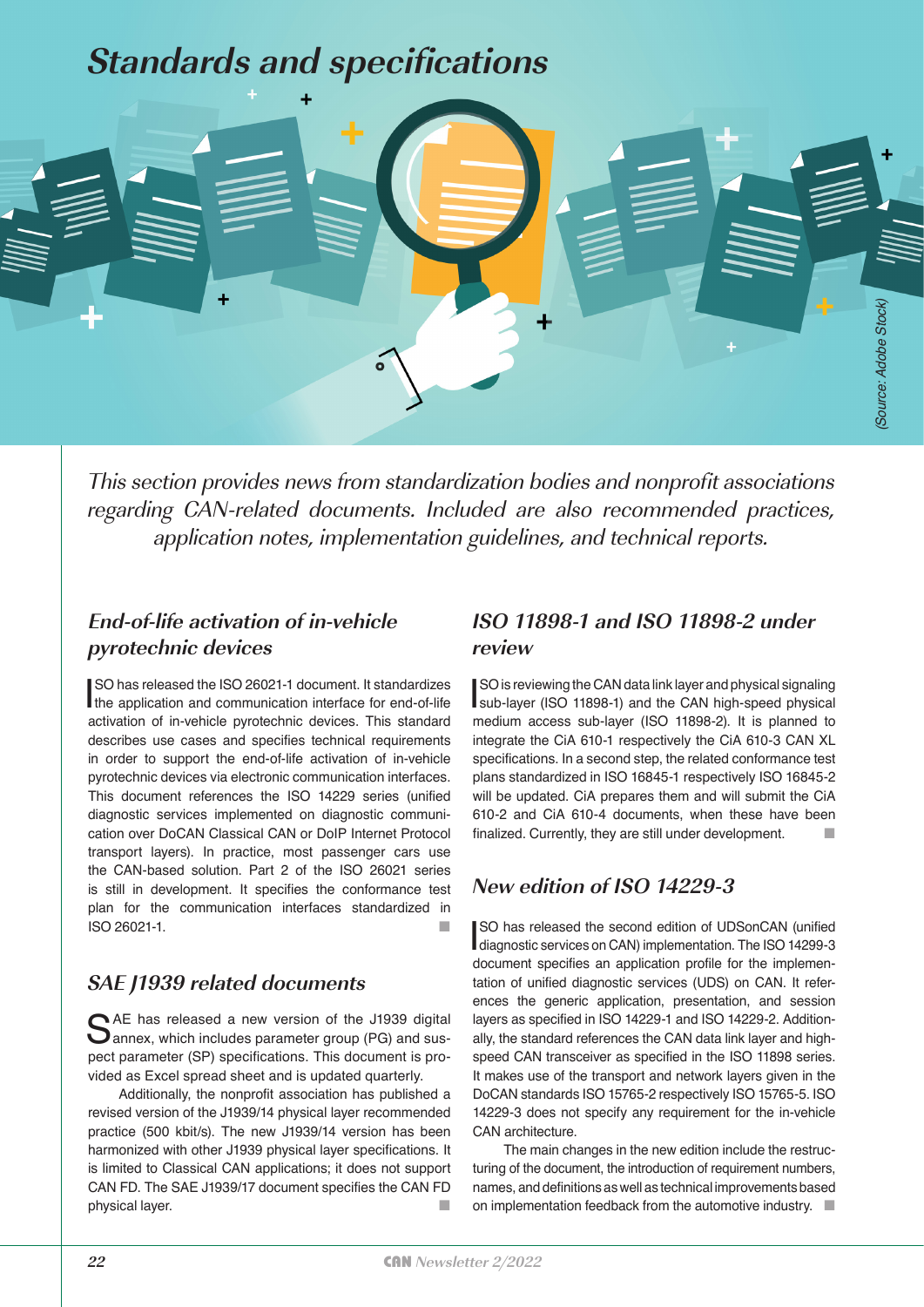# Standards and specifications

(Source: Adobe Stock)

*This section provides news from standardization bodies and nonprofit associations regarding CAN-related documents. Included are also recommended practices, application notes, implementation guidelines, and technical reports.*

## End-of-life activation of in-vehicle pyrotechnic devices

ISO has released the ISO 26021-1 document. It standardizes the application and communication interface for end-of-life activation of in-vehicle pyrotechnic devices. This standard describes use cases and specifies technical requirements in order to support the end-of-life activation of in-vehicle pyrotechnic devices via electronic communication interfaces. This document references the ISO 14229 series (unified diagnostic services implemented on diagnostic communication over DoCAN Classical CAN or DoIP Internet Protocol transport layers). In practice, most passenger cars use the CAN-based solution. Part 2 of the ISO 26021 series is still in development. It specifies the conformance test plan for the communication interfaces standardized in ISO 26021-1.

## SAE J1939 related documents

SAE has released a new version of the J1939 digital annex, which includes parameter group (PG) and suspect parameter (SP) specifications. This document is provided as Excel spread sheet and is updated quarterly.

Additionally, the nonprofit association has published a revised version of the J1939/14 physical layer recommended practice (500 kbit/s). The new J1939/14 version has been harmonized with other J1939 physical layer specifications. It is limited to Classical CAN applications; it does not support CAN FD. The SAE J1939/17 document specifies the CAN FD physical layer.

## ISO 11898-1 and ISO 11898-2 under review

ISO is reviewing the CAN data link layer and physical signaling sub-layer (ISO 11898-1) and the CAN high-speed physical medium access sub-layer (ISO 11898-2). It is planned to integrate the CiA 610-1 respectively the CiA 610-3 CAN XL specifications. In a second step, the related conformance test plans standardized in ISO 16845-1 respectively ISO 16845-2 will be updated. CiA prepares them and will submit the CiA 610-2 and CiA 610-4 documents, when these have been finalized. Currently, they are still under development.

## New edition of ISO 14229-3

ISO has released the second edition of UDSonCAN (unified diagnostic services on CAN) implementation. The ISO 14299-3 document specifies an application profile for the implementation of unified diagnostic services (UDS) on CAN. It references the generic application, presentation, and session layers as specified in ISO 14229-1 and ISO 14229-2. Additionally, the standard references the CAN data link layer and high-speed CAN transceiver as specified in the ISO 11898 series. It makes use of the transport and network layers given in the DoCAN standards ISO 15765-2 respectively ISO 15765-5. ISO 14229-3 does not specify any requirement for the in-vehicle CAN architecture.

The main changes in the new edition include the restructuring of the document, the introduction of requirement numbers, names, and definitions as well as technical improvements based on implementation feedback from the automotive industry.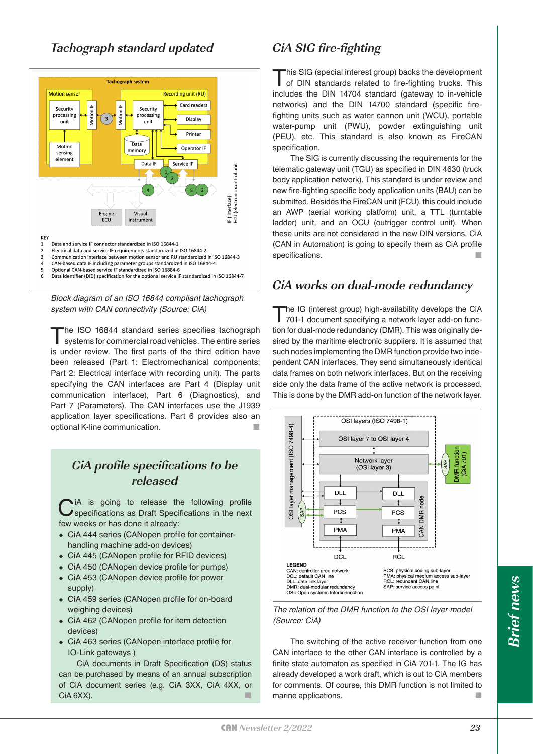## Tachograph standard updated

Tachograph system

Motion sensor

Recording unit (RU)

Security processing unit

Motion IF

3

Motion IF

Security processing unit

Card readers

Display

Printer

Data memory

Operator IF

Motion sensing element

Data IF

Service IF

1

2

4

5

6

Engine ECU

Visual instrument

IF (interface)
ECU (electronic control unit

KEY
1 Data and service IF connector standardized in ISO 16844-1
2 Electrical data and service IF requirements standardized in ISO 16844-2
3 Communication interface between motion sensor and RU standardized in ISO 16844-3
4 CAN-based data IF including parameter groups standardized in ISO 16844-4
5 Optional CAN-based service IF standardized in ISO 16884-6
6 Data identifier (DID) specification for the optional service IF standardized in ISO 16844-7

*Block diagram of an ISO 16844 compliant tachograph system with CAN connectivity (Source: CiA)*

The ISO 16844 standard series specifies tachograph systems for commercial road vehicles. The entire series is under review. The first parts of the third edition have been released (Part 1: Electromechanical components; Part 2: Electrical interface with recording unit). The parts specifying the CAN interfaces are Part 4 (Display unit communication interface), Part 6 (Diagnostics), and Part 7 (Parameters). The CAN interfaces use the J1939 application layer specifications. Part 6 provides also an optional K-line communication.

## CiA profile specifications to be released

CiA is going to release the following profile specifications as Draft Specifications in the next few weeks or has done it already:

- CiA 444 series (CANopen profile for container-handling machine add-on devices)
- CiA 445 (CANopen profile for RFID devices)
- CiA 450 (CANopen device profile for pumps)
- CiA 453 (CANopen device profile for power supply)
- CiA 459 series (CANopen profile for on-board weighing devices)
- CiA 462 (CANopen profile for item detection devices)
- CiA 463 series (CANopen interface profile for IO-Link gateways )

CiA documents in Draft Specification (DS) status can be purchased by means of an annual subscription of CiA document series (e.g. CiA 3XX, CiA 4XX, or CiA 6XX).

## CiA SIG fire-fighting

This SIG (special interest group) backs the development of DIN standards related to fire-fighting trucks. This includes the DIN 14704 standard (gateway to in-vehicle networks) and the DIN 14700 standard (specific fire-fighting units such as water cannon unit (WCU), portable water-pump unit (PWU), powder extinguishing unit (PEU), etc. This standard is also known as FireCAN specification.

The SIG is currently discussing the requirements for the telematic gateway unit (TGU) as specified in DIN 4630 (truck body application network). This standard is under review and new fire-fighting specific body application units (BAU) can be submitted. Besides the FireCAN unit (FCU), this could include an AWP (aerial working platform) unit, a TTL (turntable ladder) unit, and an OCU (outrigger control unit). When these units are not considered in the new DIN versions, CiA (CAN in Automation) is going to specify them as CiA profile specifications.

## CiA works on dual-mode redundancy

The IG (interest group) high-availability develops the CiA 701-1 document specifying a network layer add-on function for dual-mode redundancy (DMR). This was originally desired by the maritime electronic suppliers. It is assumed that such nodes implementing the DMR function provide two independent CAN interfaces. They send simultaneously identical data frames on both network interfaces. But on the receiving side only the data frame of the active network is processed. This is done by the DMR add-on function of the network layer.

OSI layers (ISO 7498-1)

OSI layer 7 to OSI layer 4

Network layer
(OSI layer 3)

SAP

DMR function
(CiA 701)

OSI layer management (ISO 7498-4)

SAP

DLL

DLL

PCS

PCS

PMA

PMA

CAN DMR node

DCL

RCL

LEGEND
CAN: controller area network
DCL: default CAN line
DLL: data link layer
DMR: dual-modular redundancy
OSI: Open systems Interconnection
PCS: physical coding sub-layer
PMA: physical medium access sub-layer
RCL: redundant CAN line
SAP: service access point

*The relation of the DMR function to the OSI layer model (Source: CiA)*

The switching of the active receiver function from one CAN interface to the other CAN interface is controlled by a finite state automaton as specified in CiA 701-1. The IG has already developed a work draft, which is out to CiA members for comments. Of course, this DMR function is not limited to marine applications.